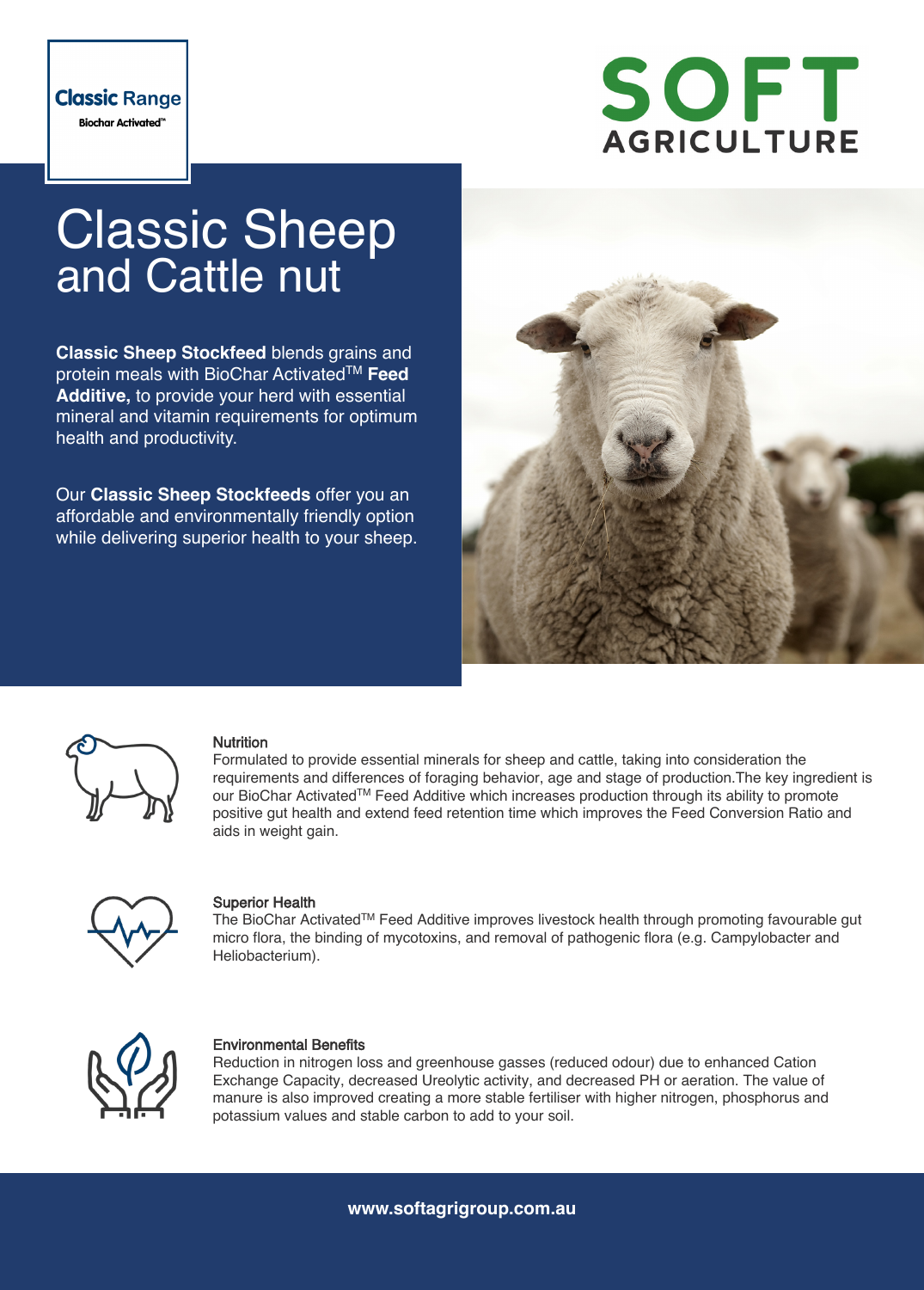Classic Range

Biochar Activated™

SOFT AGRICULTURE

# Classic Sheep and Cattle nut

**Classic Sheep Stockfeed** blends grains and protein meals with BioChar Activated™ **Feed Additive,** to provide your herd with essential mineral and vitamin requirements for optimum health and productivity.

Our **Classic Sheep Stockfeeds** offer you an affordable and environmentally friendly option while delivering superior health to your sheep.

### Nutrition

Formulated to provide essential minerals for sheep and cattle, taking into consideration the requirements and differences of foraging behavior, age and stage of production.The key ingredient is our BioChar Activated™ Feed Additive which increases production through its ability to promote positive gut health and extend feed retention time which improves the Feed Conversion Ratio and aids in weight gain.

### Superior Health

The BioChar Activated™ Feed Additive improves livestock health through promoting favourable gut micro flora, the binding of mycotoxins, and removal of pathogenic flora (e.g. Campylobacter and Heliobacterium).

### Environmental Benefits

Reduction in nitrogen loss and greenhouse gasses (reduced odour) due to enhanced Cation Exchange Capacity, decreased Ureolytic activity, and decreased PH or aeration. The value of manure is also improved creating a more stable fertiliser with higher nitrogen, phosphorus and potassium values and stable carbon to add to your soil.

**www.softagrigroup.com.au**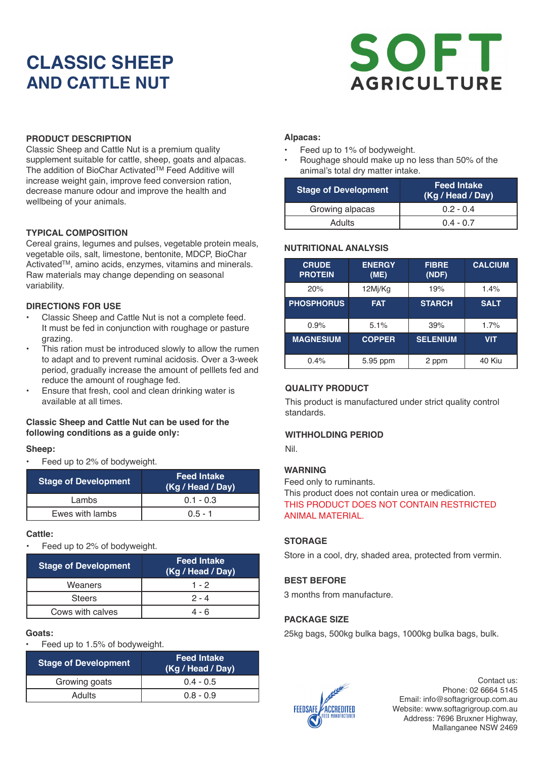# CLASSIC SHEEP AND CATTLE NUT

SOFT AGRICULTURE

## PRODUCT DESCRIPTION

Classic Sheep and Cattle Nut is a premium quality supplement suitable for cattle, sheep, goats and alpacas. The addition of BioChar Activated™ Feed Additive will increase weight gain, improve feed conversion ration, decrease manure odour and improve the health and wellbeing of your animals.

## TYPICAL COMPOSITION

Cereal grains, legumes and pulses, vegetable protein meals, vegetable oils, salt, limestone, bentonite, MDCP, BioChar Activated™, amino acids, enzymes, vitamins and minerals. Raw materials may change depending on seasonal variability.

## DIRECTIONS FOR USE

- Classic Sheep and Cattle Nut is not a complete feed. It must be fed in conjunction with roughage or pasture grazing.
- This ration must be introduced slowly to allow the rumen to adapt and to prevent ruminal acidosis. Over a 3-week period, gradually increase the amount of pelllets fed and reduce the amount of roughage fed.
- Ensure that fresh, cool and clean drinking water is available at all times.

**Classic Sheep and Cattle Nut can be used for the following conditions as a guide only:**

**Sheep:**

- Feed up to 2% of bodyweight.

| Stage of Development | Feed Intake (Kg / Head / Day) |
|---|---|
| Lambs | 0.1 - 0.3 |
| Ewes with lambs | 0.5 - 1 |

**Cattle:**

- Feed up to 2% of bodyweight.

| Stage of Development | Feed Intake (Kg / Head / Day) |
|---|---|
| Weaners | 1 - 2 |
| Steers | 2 - 4 |
| Cows with calves | 4 - 6 |

**Goats:**

- Feed up to 1.5% of bodyweight.

| Stage of Development | Feed Intake (Kg / Head / Day) |
|---|---|
| Growing goats | 0.4 - 0.5 |
| Adults | 0.8 - 0.9 |

**Alpacas:**

- Feed up to 1% of bodyweight.
- Roughage should make up no less than 50% of the animal's total dry matter intake.

| Stage of Development | Feed Intake (Kg / Head / Day) |
|---|---|
| Growing alpacas | 0.2 - 0.4 |
| Adults | 0.4 - 0.7 |

## NUTRITIONAL ANALYSIS

| CRUDE PROTEIN | ENERGY (ME) | FIBRE (NDF) | CALCIUM |
|---|---|---|---|
| 20% | 12Mj/Kg | 19% | 1.4% |
| **PHOSPHORUS** | **FAT** | **STARCH** | **SALT** |
| 0.9% | 5.1% | 39% | 1.7% |
| **MAGNESIUM** | **COPPER** | **SELENIUM** | **VIT** |
| 0.4% | 5.95 ppm | 2 ppm | 40 Kiu |

## QUALITY PRODUCT

This product is manufactured under strict quality control standards.

## WITHHOLDING PERIOD

Nil.

## WARNING

Feed only to ruminants.
This product does not contain urea or medication.
THIS PRODUCT DOES NOT CONTAIN RESTRICTED ANIMAL MATERIAL.

## STORAGE

Store in a cool, dry, shaded area, protected from vermin.

## BEST BEFORE

3 months from manufacture.

## PACKAGE SIZE

25kg bags, 500kg bulka bags, 1000kg bulka bags, bulk.

FEEDSAFE ACCREDITED FEED MANUFACTURER

Contact us:
Phone: 02 6664 5145
Email: info@softagrigroup.com.au
Website: www.softagrigroup.com.au
Address: 7696 Bruxner Highway, Mallanganee NSW 2469